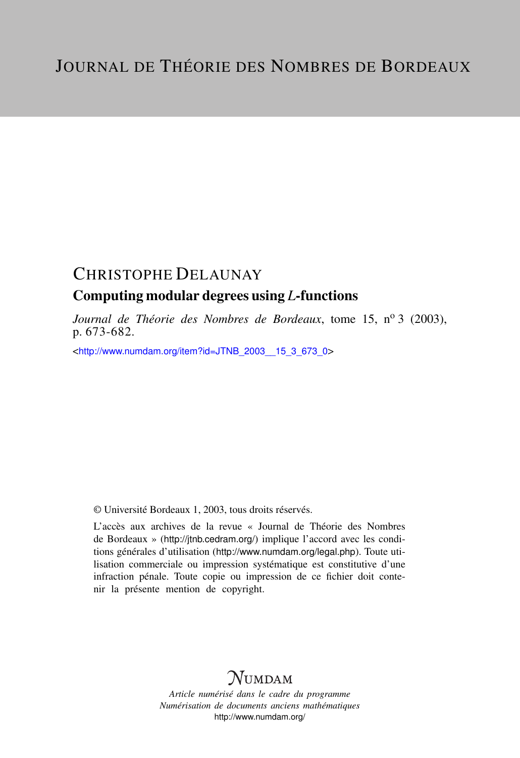# Journal de Théorie des Nombres de Bordeaux

CHRISTOPHE DELAUNAY

## Computing modular degrees using $L$-functions

*Journal de Théorie des Nombres de Bordeaux*, tome 15, n$^o$ 3 (2003), p. 673-682.

<http://www.numdam.org/item?id=JTNB_2003__15_3_673_0>

© Université Bordeaux 1, 2003, tous droits réservés.

L'accès aux archives de la revue « Journal de Théorie des Nombres de Bordeaux » (http://jtnb.cedram.org/) implique l'accord avec les conditions générales d'utilisation (http://www.numdam.org/legal.php). Toute utilisation commerciale ou impression systématique est constitutive d'une infraction pénale. Toute copie ou impression de ce fichier doit contenir la présente mention de copyright.

NUMDAM

*Article numérisé dans le cadre du programme*
*Numérisation de documents anciens mathématiques*
http://www.numdam.org/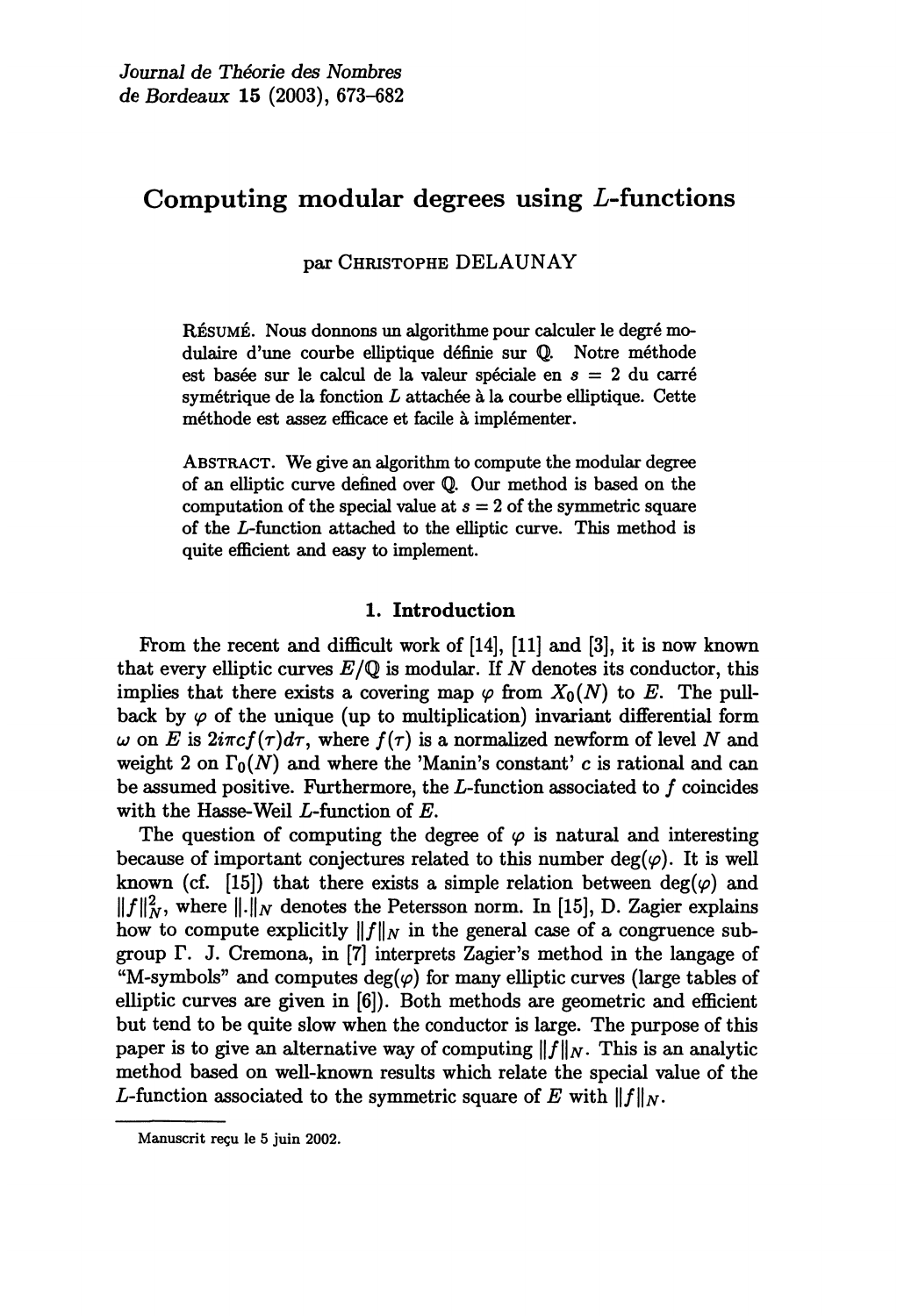Journal de Théorie des Nombres
de Bordeaux 15 (2003), 673–682

# Computing modular degrees using $L$-functions

par Christophe Delaunay

Résumé. Nous donnons un algorithme pour calculer le degré modulaire d'une courbe elliptique définie sur $\mathbb{Q}$. Notre méthode est basée sur le calcul de la valeur spéciale en $s = 2$ du carré symétrique de la fonction $L$ attachée à la courbe elliptique. Cette méthode est assez efficace et facile à implémenter.

Abstract. We give an algorithm to compute the modular degree of an elliptic curve defined over $\mathbb{Q}$. Our method is based on the computation of the special value at $s = 2$ of the symmetric square of the $L$-function attached to the elliptic curve. This method is quite efficient and easy to implement.

## 1. Introduction

From the recent and difficult work of [14], [11] and [3], it is now known that every elliptic curves $E/\mathbb{Q}$ is modular. If $N$ denotes its conductor, this implies that there exists a covering map $\varphi$ from $X_0(N)$ to $E$. The pull-back by $\varphi$ of the unique (up to multiplication) invariant differential form $\omega$ on $E$ is $2i\pi c f(\tau)d\tau$, where $f(\tau)$ is a normalized newform of level $N$ and weight 2 on $\Gamma_0(N)$ and where the 'Manin's constant' $c$ is rational and can be assumed positive. Furthermore, the $L$-function associated to $f$ coincides with the Hasse-Weil $L$-function of $E$.

The question of computing the degree of $\varphi$ is natural and interesting because of important conjectures related to this number $\deg(\varphi)$. It is well known (cf. [15]) that there exists a simple relation between $\deg(\varphi)$ and $\|f\|_N^2$, where $\|.\|_N$ denotes the Petersson norm. In [15], D. Zagier explains how to compute explicitly $\|f\|_N$ in the general case of a congruence subgroup $\Gamma$. J. Cremona, in [7] interprets Zagier's method in the langage of "M-symbols" and computes $\deg(\varphi)$ for many elliptic curves (large tables of elliptic curves are given in [6]). Both methods are geometric and efficient but tend to be quite slow when the conductor is large. The purpose of this paper is to give an alternative way of computing $\|f\|_N$. This is an analytic method based on well-known results which relate the special value of the $L$-function associated to the symmetric square of $E$ with $\|f\|_N$.

Manuscrit reçu le 5 juin 2002.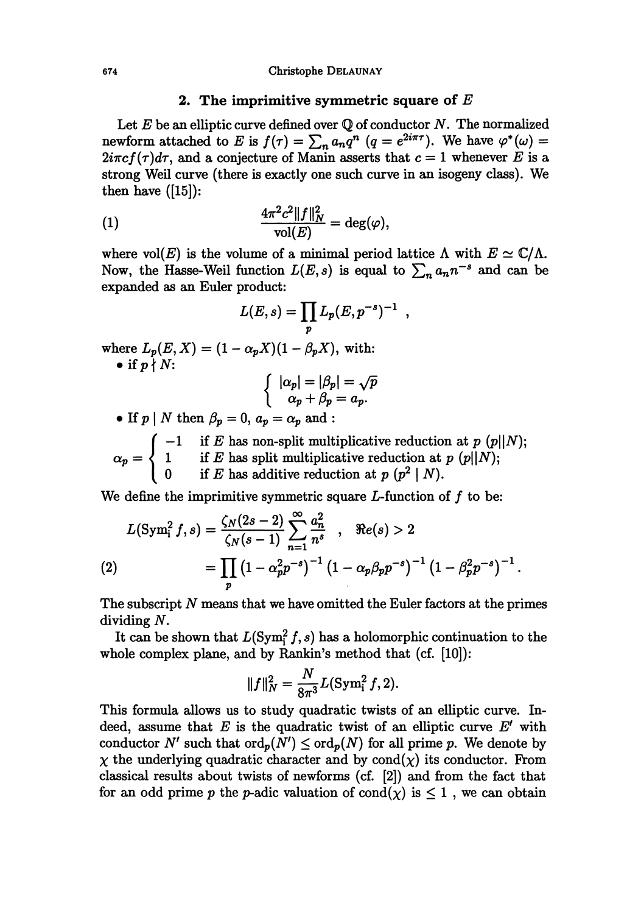## 2. The imprimitive symmetric square of $E$

Let $E$ be an elliptic curve defined over $\mathbb{Q}$ of conductor $N$. The normalized newform attached to $E$ is $f(\tau) = \sum_n a_n q^n$ ($q = e^{2i\pi\tau}$). We have $\varphi^*(\omega) = 2i\pi c f(\tau) d\tau$, and a conjecture of Manin asserts that $c = 1$ whenever $E$ is a strong Weil curve (there is exactly one such curve in an isogeny class). We then have ([15]):

$$\frac{4\pi^2 c^2 \|f\|_N^2}{\mathrm{vol}(E)} = \deg(\varphi), \tag{1}$$

where $\mathrm{vol}(E)$ is the volume of a minimal period lattice $\Lambda$ with $E \simeq \mathbb{C}/\Lambda$. Now, the Hasse-Weil function $L(E,s)$ is equal to $\sum_n a_n n^{-s}$ and can be expanded as an Euler product:

$$L(E,s) = \prod_p L_p(E, p^{-s})^{-1} \;,$$

where $L_p(E,X) = (1 - \alpha_p X)(1 - \beta_p X)$, with:

- if $p \nmid N$:
$$\begin{cases} |\alpha_p| = |\beta_p| = \sqrt{p} \\ \alpha_p + \beta_p = a_p. \end{cases}$$
- If $p \mid N$ then $\beta_p = 0$, $a_p = \alpha_p$ and :

$$\alpha_p = \begin{cases} -1 & \text{if } E \text{ has non-split multiplicative reduction at } p \ (p \| N); \\ 1 & \text{if } E \text{ has split multiplicative reduction at } p \ (p \| N); \\ 0 & \text{if } E \text{ has additive reduction at } p \ (p^2 \mid N). \end{cases}$$

We define the imprimitive symmetric square $L$-function of $f$ to be:

$$\begin{aligned} L(\mathrm{Sym}_{\mathrm{i}}^2 f, s) &= \frac{\zeta_N(2s-2)}{\zeta_N(s-1)} \sum_{n=1}^{\infty} \frac{a_n^2}{n^s} \quad , \quad \Re(s) > 2 \\ &= \prod_p \left(1 - \alpha_p^2 p^{-s}\right)^{-1} \left(1 - \alpha_p \beta_p p^{-s}\right)^{-1} \left(1 - \beta_p^2 p^{-s}\right)^{-1}. \end{aligned} \tag{2}$$

The subscript $N$ means that we have omitted the Euler factors at the primes dividing $N$.

It can be shown that $L(\mathrm{Sym}_{\mathrm{i}}^2 f, s)$ has a holomorphic continuation to the whole complex plane, and by Rankin's method that (cf. [10]):

$$\|f\|_N^2 = \frac{N}{8\pi^3} L(\mathrm{Sym}_{\mathrm{i}}^2 f, 2).$$

This formula allows us to study quadratic twists of an elliptic curve. Indeed, assume that $E$ is the quadratic twist of an elliptic curve $E'$ with conductor $N'$ such that $\mathrm{ord}_p(N') \leq \mathrm{ord}_p(N)$ for all prime $p$. We denote by $\chi$ the underlying quadratic character and by $\mathrm{cond}(\chi)$ its conductor. From classical results about twists of newforms (cf. [2]) and from the fact that for an odd prime $p$ the $p$-adic valuation of $\mathrm{cond}(\chi)$ is $\leq 1$ , we can obtain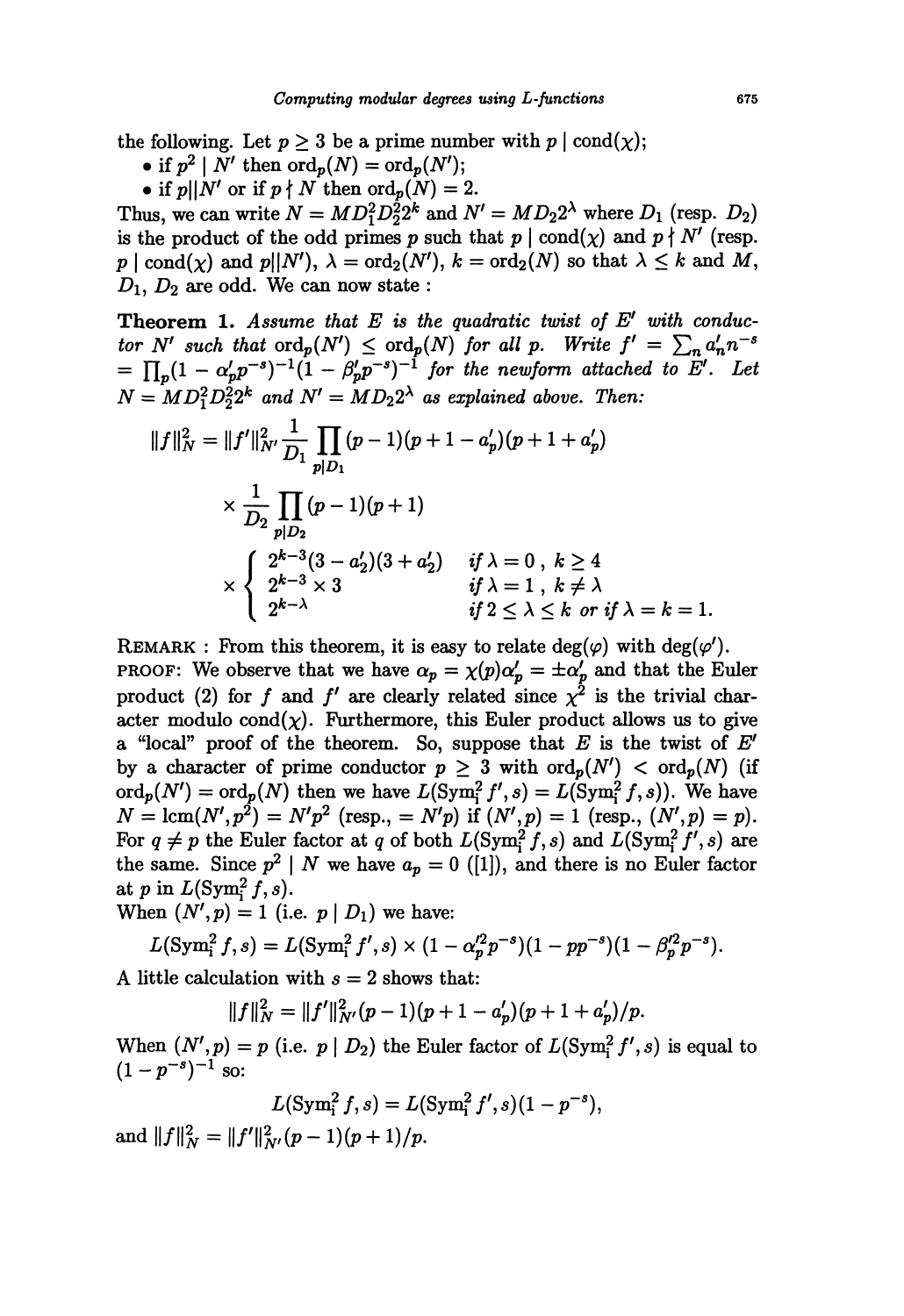the following. Let $p \geq 3$ be a prime number with $p \mid \mathrm{cond}(\chi)$;

- if $p^2 \mid N'$ then $\mathrm{ord}_p(N) = \mathrm{ord}_p(N')$;
- if $p || N'$ or if $p \nmid N$ then $\mathrm{ord}_p(N) = 2$.

Thus, we can write $N = MD_1^2D_2^2 2^k$ and $N' = MD_2 2^\lambda$ where $D_1$ (resp. $D_2$) is the product of the odd primes $p$ such that $p \mid \mathrm{cond}(\chi)$ and $p \nmid N'$ (resp. $p \mid \mathrm{cond}(\chi)$ and $p || N'$), $\lambda = \mathrm{ord}_2(N')$, $k = \mathrm{ord}_2(N)$ so that $\lambda \leq k$ and $M$, $D_1$, $D_2$ are odd. We can now state :

**Theorem 1.** *Assume that $E$ is the quadratic twist of $E'$ with conductor $N'$ such that $\mathrm{ord}_p(N') \leq \mathrm{ord}_p(N)$ for all $p$. Write $f' = \sum_n a'_n n^{-s}$ $= \prod_p (1 - \alpha'_p p^{-s})^{-1}(1 - \beta'_p p^{-s})^{-1}$ for the newform attached to $E'$. Let $N = MD_1^2 D_2^2 2^k$ and $N' = MD_2 2^\lambda$ as explained above. Then:*

$$\|f\|_N^2 = \|f'\|_{N'}^2 \frac{1}{D_1} \prod_{p|D_1} (p-1)(p+1-a'_p)(p+1+a'_p)$$
$$\times \frac{1}{D_2} \prod_{p|D_2} (p-1)(p+1)$$
$$\times \begin{cases} 2^{k-3}(3-a'_2)(3+a'_2) & \text{if } \lambda = 0 \text{ , } k \geq 4 \\ 2^{k-3} \times 3 & \text{if } \lambda = 1 \text{ , } k \neq \lambda \\ 2^{k-\lambda} & \text{if } 2 \leq \lambda \leq k \text{ or if } \lambda = k = 1. \end{cases}$$

REMARK : From this theorem, it is easy to relate $\deg(\varphi)$ with $\deg(\varphi')$.

PROOF: We observe that we have $\alpha_p = \chi(p)\alpha'_p = \pm\alpha'_p$ and that the Euler product (2) for $f$ and $f'$ are clearly related since $\chi^2$ is the trivial character modulo $\mathrm{cond}(\chi)$. Furthermore, this Euler product allows us to give a "local" proof of the theorem. So, suppose that $E$ is the twist of $E'$ by a character of prime conductor $p \geq 3$ with $\mathrm{ord}_p(N') < \mathrm{ord}_p(N)$ (if $\mathrm{ord}_p(N') = \mathrm{ord}_p(N)$ then we have $L(\mathrm{Sym}_{\mathrm{i}}^2 f', s) = L(\mathrm{Sym}_{\mathrm{i}}^2 f, s)$). We have $N = \mathrm{lcm}(N', p^2) = N'p^2$ (resp., $= N'p$) if $(N', p) = 1$ (resp., $(N', p) = p$). For $q \neq p$ the Euler factor at $q$ of both $L(\mathrm{Sym}_{\mathrm{i}}^2 f, s)$ and $L(\mathrm{Sym}_{\mathrm{i}}^2 f', s)$ are the same. Since $p^2 \mid N$ we have $a_p = 0$ ([1]), and there is no Euler factor at $p$ in $L(\mathrm{Sym}_{\mathrm{i}}^2 f, s)$.

When $(N', p) = 1$ (i.e. $p \mid D_1$) we have:

$$L(\mathrm{Sym}_{\mathrm{i}}^2 f, s) = L(\mathrm{Sym}_{\mathrm{i}}^2 f', s) \times (1 - \alpha'^2_p p^{-s})(1 - pp^{-s})(1 - \beta'^2_p p^{-s}).$$

A little calculation with $s = 2$ shows that:

$$\|f\|_N^2 = \|f'\|_{N'}^2 (p-1)(p+1-a'_p)(p+1+a'_p)/p.$$

When $(N', p) = p$ (i.e. $p \mid D_2$) the Euler factor of $L(\mathrm{Sym}_{\mathrm{i}}^2 f', s)$ is equal to $(1 - p^{-s})^{-1}$ so:

$$L(\mathrm{Sym}_{\mathrm{i}}^2 f, s) = L(\mathrm{Sym}_{\mathrm{i}}^2 f', s)(1 - p^{-s}),$$

and $\|f\|_N^2 = \|f'\|_{N'}^2 (p-1)(p+1)/p$.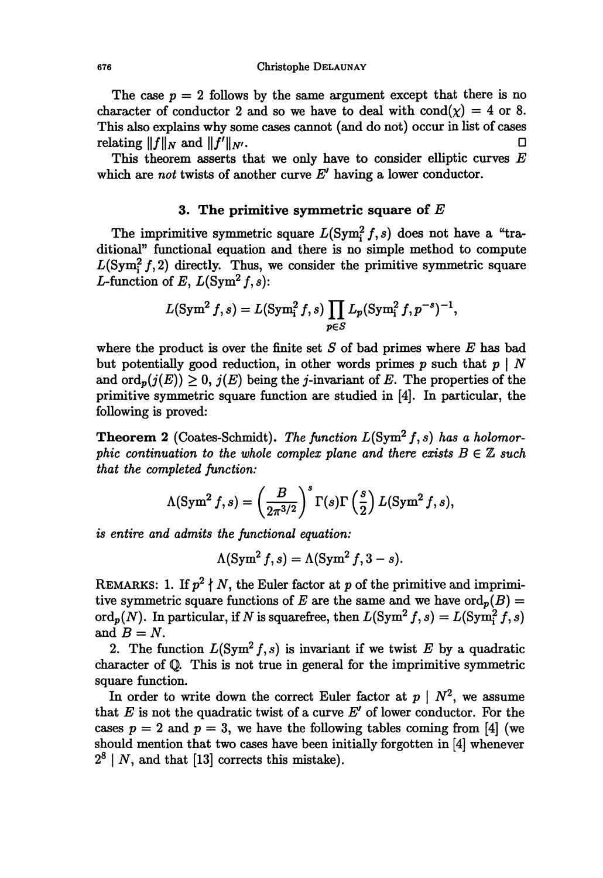The case $p = 2$ follows by the same argument except that there is no character of conductor 2 and so we have to deal with $\text{cond}(\chi) = 4$ or 8. This also explains why some cases cannot (and do not) occur in list of cases relating $\|f\|_N$ and $\|f'\|_{N'}$. $\square$

This theorem asserts that we only have to consider elliptic curves $E$ which are *not* twists of another curve $E'$ having a lower conductor.

## 3. The primitive symmetric square of $E$

The imprimitive symmetric square $L(\text{Sym}_\text{i}^2 f, s)$ does not have a "traditional" functional equation and there is no simple method to compute $L(\text{Sym}_\text{i}^2 f, 2)$ directly. Thus, we consider the primitive symmetric square $L$-function of $E$, $L(\text{Sym}^2 f, s)$:

$$L(\text{Sym}^2 f, s) = L(\text{Sym}_\text{i}^2 f, s) \prod_{p \in S} L_p(\text{Sym}_\text{i}^2 f, p^{-s})^{-1},$$

where the product is over the finite set $S$ of bad primes where $E$ has bad but potentially good reduction, in other words primes $p$ such that $p \mid N$ and $\text{ord}_p(j(E)) \geq 0$, $j(E)$ being the $j$-invariant of $E$. The properties of the primitive symmetric square function are studied in [4]. In particular, the following is proved:

**Theorem 2** (Coates-Schmidt). *The function $L(\text{Sym}^2 f, s)$ has a holomorphic continuation to the whole complex plane and there exists $B \in \mathbb{Z}$ such that the completed function:*

$$\Lambda(\text{Sym}^2 f, s) = \left(\frac{B}{2\pi^{3/2}}\right)^s \Gamma(s)\Gamma\left(\frac{s}{2}\right) L(\text{Sym}^2 f, s),$$

*is entire and admits the functional equation:*

$$\Lambda(\text{Sym}^2 f, s) = \Lambda(\text{Sym}^2 f, 3 - s).$$

REMARKS: 1. If $p^2 \nmid N$, the Euler factor at $p$ of the primitive and imprimitive symmetric square functions of $E$ are the same and we have $\text{ord}_p(B) = \text{ord}_p(N)$. In particular, if $N$ is squarefree, then $L(\text{Sym}^2 f, s) = L(\text{Sym}_\text{i}^2 f, s)$ and $B = N$.

2. The function $L(\text{Sym}^2 f, s)$ is invariant if we twist $E$ by a quadratic character of $\mathbb{Q}$. This is not true in general for the imprimitive symmetric square function.

In order to write down the correct Euler factor at $p \mid N^2$, we assume that $E$ is not the quadratic twist of a curve $E'$ of lower conductor. For the cases $p = 2$ and $p = 3$, we have the following tables coming from [4] (we should mention that two cases have been initially forgotten in [4] whenever $2^8 \mid N$, and that [13] corrects this mistake).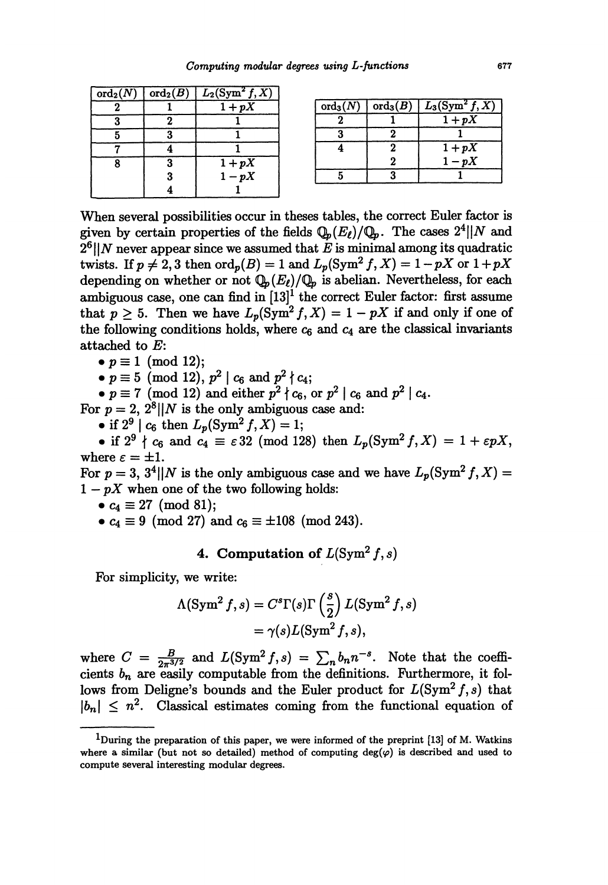| $\mathrm{ord}_2(N)$ | $\mathrm{ord}_2(B)$ | $L_2(\mathrm{Sym}^2 f, X)$ |
|---|---|---|
| 2 | 1 | $1+pX$ |
| 3 | 2 | 1 |
| 5 | 3 | 1 |
| 7 | 4 | 1 |
| 8 | 3 | $1+pX$ |
| | 3 | $1-pX$ |
| | 4 | 1 |

| $\mathrm{ord}_3(N)$ | $\mathrm{ord}_3(B)$ | $L_3(\mathrm{Sym}^2 f, X)$ |
|---|---|---|
| 2 | 1 | $1+pX$ |
| 3 | 2 | 1 |
| 4 | 2 | $1+pX$ |
| | 2 | $1-pX$ |
| 5 | 3 | 1 |

When several possibilities occur in theses tables, the correct Euler factor is given by certain properties of the fields $\mathbb{Q}_p(E_\ell)/\mathbb{Q}_p$. The cases $2^4 \| N$ and $2^6 \| N$ never appear since we assumed that $E$ is minimal among its quadratic twists. If $p \neq 2, 3$ then $\mathrm{ord}_p(B) = 1$ and $L_p(\mathrm{Sym}^2 f, X) = 1 - pX$ or $1 + pX$ depending on whether or not $\mathbb{Q}_p(E_\ell)/\mathbb{Q}_p$ is abelian. Nevertheless, for each ambiguous case, one can find in [13][1] the correct Euler factor: first assume that $p \geq 5$. Then we have $L_p(\mathrm{Sym}^2 f, X) = 1 - pX$ if and only if one of the following conditions holds, where $c_6$ and $c_4$ are the classical invariants attached to $E$:

- $p \equiv 1 \pmod{12}$;
- $p \equiv 5 \pmod{12}$, $p^2 \mid c_6$ and $p^2 \nmid c_4$;
- $p \equiv 7 \pmod{12}$ and either $p^2 \nmid c_6$, or $p^2 \mid c_6$ and $p^2 \mid c_4$.

For $p = 2$, $2^8 \| N$ is the only ambiguous case and:

- if $2^9 \mid c_6$ then $L_p(\mathrm{Sym}^2 f, X) = 1$;
- if $2^9 \nmid c_6$ and $c_4 \equiv \varepsilon\, 32 \pmod{128}$ then $L_p(\mathrm{Sym}^2 f, X) = 1 + \varepsilon pX$, where $\varepsilon = \pm 1$.

For $p = 3$, $3^4 \| N$ is the only ambiguous case and we have $L_p(\mathrm{Sym}^2 f, X) = 1 - pX$ when one of the two following holds:

- $c_4 \equiv 27 \pmod{81}$;
- $c_4 \equiv 9 \pmod{27}$ and $c_6 \equiv \pm 108 \pmod{243}$.

## 4. Computation of $L(\mathrm{Sym}^2 f, s)$

For simplicity, we write:

$$\begin{aligned}\Lambda(\mathrm{Sym}^2 f, s) &= C^s \Gamma(s) \Gamma\left(\frac{s}{2}\right) L(\mathrm{Sym}^2 f, s) \\ &= \gamma(s) L(\mathrm{Sym}^2 f, s),\end{aligned}$$

where $C = \frac{B}{2\pi^{3/2}}$ and $L(\mathrm{Sym}^2 f, s) = \sum_n b_n n^{-s}$. Note that the coefficients $b_n$ are easily computable from the definitions. Furthermore, it follows from Deligne's bounds and the Euler product for $L(\mathrm{Sym}^2 f, s)$ that $|b_n| \leq n^2$. Classical estimates coming from the functional equation of

---

[1] During the preparation of this paper, we were informed of the preprint [13] of M. Watkins where a similar (but not so detailed) method of computing $\deg(\varphi)$ is described and used to compute several interesting modular degrees.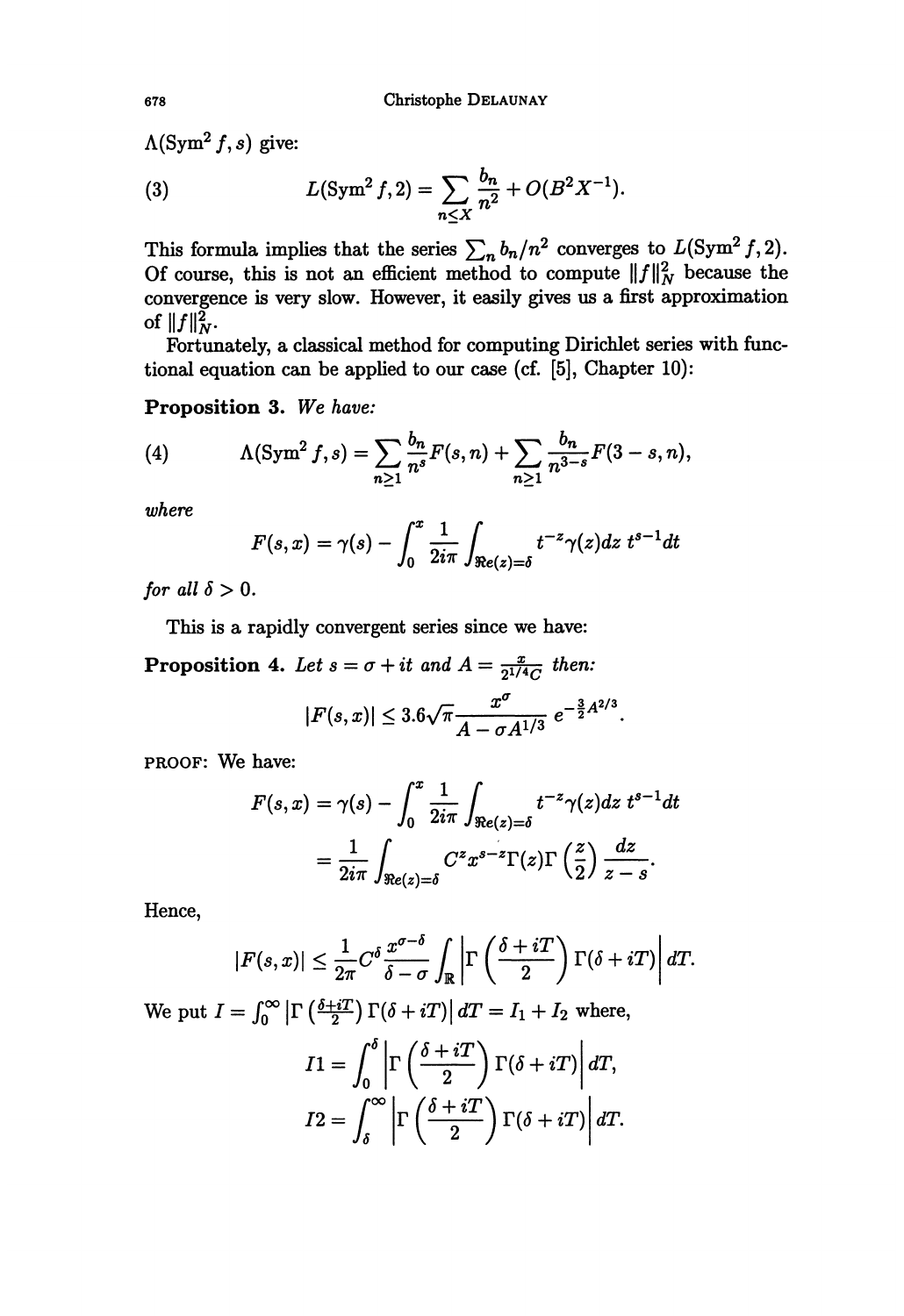$\Lambda(\mathrm{Sym}^2 f, s)$ give:

$$L(\mathrm{Sym}^2 f, 2) = \sum_{n \leq X} \frac{b_n}{n^2} + O(B^2 X^{-1}). \tag{3}$$

This formula implies that the series $\sum_n b_n/n^2$ converges to $L(\mathrm{Sym}^2 f, 2)$. Of course, this is not an efficient method to compute $\|f\|_N^2$ because the convergence is very slow. However, it easily gives us a first approximation of $\|f\|_N^2$.

Fortunately, a classical method for computing Dirichlet series with functional equation can be applied to our case (cf. [5], Chapter 10):

**Proposition 3.** *We have:*

$$\Lambda(\mathrm{Sym}^2 f, s) = \sum_{n \geq 1} \frac{b_n}{n^s} F(s, n) + \sum_{n \geq 1} \frac{b_n}{n^{3-s}} F(3 - s, n), \tag{4}$$

*where*

$$F(s, x) = \gamma(s) - \int_0^x \frac{1}{2i\pi} \int_{\Re e(z) = \delta} t^{-z} \gamma(z) dz \, t^{s-1} dt$$

*for all $\delta > 0$.*

This is a rapidly convergent series since we have:

**Proposition 4.** *Let $s = \sigma + it$ and $A = \frac{x}{2^{1/4} C}$ then:*

$$|F(s, x)| \leq 3.6 \sqrt{\pi} \frac{x^\sigma}{A - \sigma A^{1/3}} e^{-\frac{3}{2} A^{2/3}}.$$

PROOF: We have:

$$\begin{aligned} F(s, x) &= \gamma(s) - \int_0^x \frac{1}{2i\pi} \int_{\Re e(z) = \delta} t^{-z} \gamma(z) dz \, t^{s-1} dt \\ &= \frac{1}{2i\pi} \int_{\Re e(z) = \delta} C^z x^{s-z} \Gamma(z) \Gamma\left(\frac{z}{2}\right) \frac{dz}{z - s}. \end{aligned}$$

Hence,

$$|F(s, x)| \leq \frac{1}{2\pi} C^\delta \frac{x^{\sigma - \delta}}{\delta - \sigma} \int_{\mathbb{R}} \left| \Gamma\left(\frac{\delta + iT}{2}\right) \Gamma(\delta + iT) \right| dT.$$

We put $I = \int_0^\infty \left| \Gamma\left(\frac{\delta + iT}{2}\right) \Gamma(\delta + iT) \right| dT = I_1 + I_2$ where,

$$I1 = \int_0^\delta \left| \Gamma\left(\frac{\delta + iT}{2}\right) \Gamma(\delta + iT) \right| dT,$$

$$I2 = \int_\delta^\infty \left| \Gamma\left(\frac{\delta + iT}{2}\right) \Gamma(\delta + iT) \right| dT.$$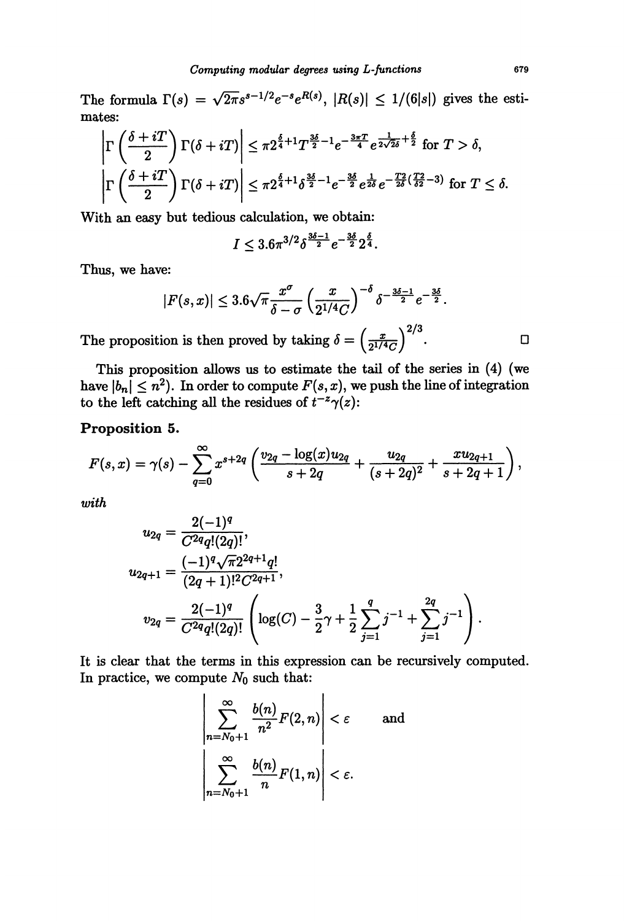The formula $\Gamma(s) = \sqrt{2\pi} s^{s-1/2} e^{-s} e^{R(s)}$, $|R(s)| \leq 1/(6|s|)$ gives the estimates:

$$\left|\Gamma\left(\frac{\delta + iT}{2}\right)\Gamma(\delta + iT)\right| \leq \pi 2^{\frac{\delta}{4}+1} T^{\frac{3\delta}{2}-1} e^{-\frac{3\pi T}{4}} e^{\frac{1}{2\sqrt{2\delta}}+\frac{\delta}{2}} \text{ for } T > \delta,$$

$$\left|\Gamma\left(\frac{\delta + iT}{2}\right)\Gamma(\delta + iT)\right| \leq \pi 2^{\frac{\delta}{4}+1} \delta^{\frac{3\delta}{2}-1} e^{-\frac{3\delta}{2}} e^{\frac{1}{\delta}} e^{-\frac{T^2}{2\delta}\left(\frac{T^2}{\delta^2}-3\right)} \text{ for } T \leq \delta.$$

With an easy but tedious calculation, we obtain:

$$I \leq 3.6\pi^{3/2} \delta^{\frac{3\delta-1}{2}} e^{-\frac{3\delta}{2}} 2^{\frac{\delta}{4}}.$$

Thus, we have:

$$|F(s,x)| \leq 3.6\sqrt{\pi}\frac{x^\sigma}{\delta - \sigma}\left(\frac{x}{2^{1/4}C}\right)^{-\delta} \delta^{-\frac{3\delta-1}{2}} e^{-\frac{3\delta}{2}}.$$

The proposition is then proved by taking $\delta = \left(\frac{x}{2^{1/4}C}\right)^{2/3}$. □

This proposition allows us to estimate the tail of the series in (4) (we have $|b_n| \leq n^2$). In order to compute $F(s,x)$, we push the line of integration to the left catching all the residues of $t^{-z}\gamma(z)$:

**Proposition 5.**

$$F(s,x) = \gamma(s) - \sum_{q=0}^{\infty} x^{s+2q}\left(\frac{v_{2q} - \log(x) u_{2q}}{s+2q} + \frac{u_{2q}}{(s+2q)^2} + \frac{x u_{2q+1}}{s+2q+1}\right),$$

*with*

$$u_{2q} = \frac{2(-1)^q}{C^{2q} q!(2q)!},$$

$$u_{2q+1} = \frac{(-1)^q \sqrt{\pi} 2^{2q+1} q!}{(2q+1)!^2 C^{2q+1}},$$

$$v_{2q} = \frac{2(-1)^q}{C^{2q} q!(2q)!}\left(\log(C) - \frac{3}{2}\gamma + \frac{1}{2}\sum_{j=1}^{q} j^{-1} + \sum_{j=1}^{2q} j^{-1}\right).$$

It is clear that the terms in this expression can be recursively computed. In practice, we compute $N_0$ such that:

$$\left|\sum_{n=N_0+1}^{\infty} \frac{b(n)}{n^2} F(2,n)\right| < \varepsilon \qquad \text{and}$$

$$\left|\sum_{n=N_0+1}^{\infty} \frac{b(n)}{n} F(1,n)\right| < \varepsilon.$$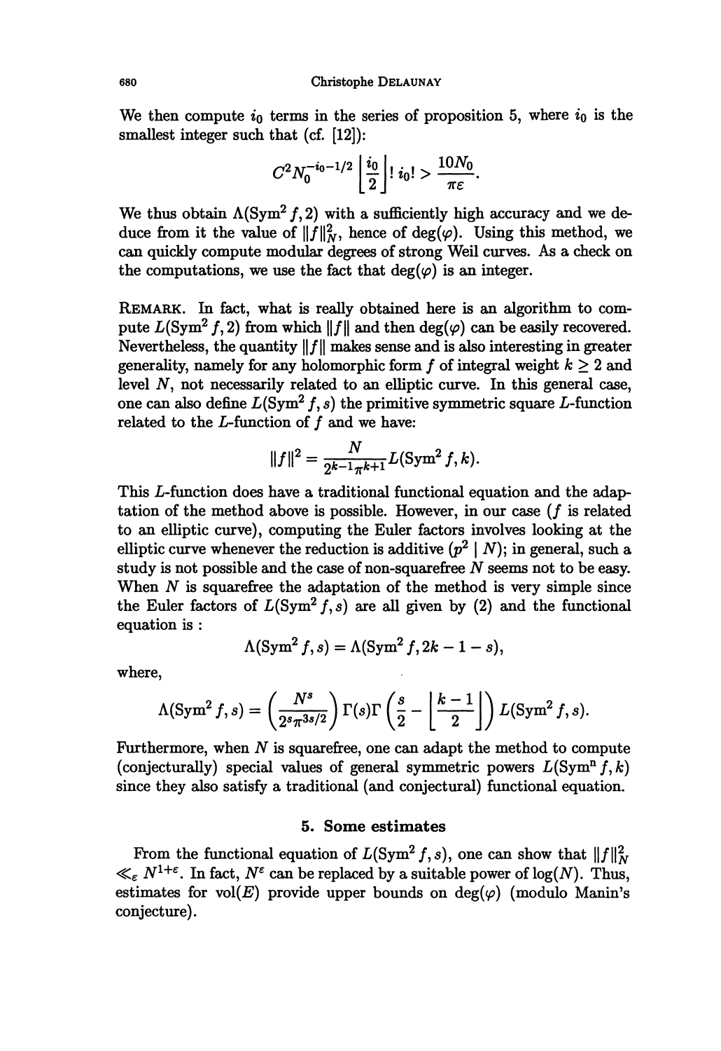We then compute $i_0$ terms in the series of proposition 5, where $i_0$ is the smallest integer such that (cf. [12]):

$$C^2 N_0^{-i_0-1/2} \left\lfloor \frac{i_0}{2} \right\rfloor ! \, i_0! > \frac{10 N_0}{\pi \varepsilon}.$$

We thus obtain $\Lambda(\mathrm{Sym}^2 f, 2)$ with a sufficiently high accuracy and we deduce from it the value of $\|f\|_N^2$, hence of $\deg(\varphi)$. Using this method, we can quickly compute modular degrees of strong Weil curves. As a check on the computations, we use the fact that $\deg(\varphi)$ is an integer.

REMARK. In fact, what is really obtained here is an algorithm to compute $L(\mathrm{Sym}^2 f, 2)$ from which $\|f\|$ and then $\deg(\varphi)$ can be easily recovered. Nevertheless, the quantity $\|f\|$ makes sense and is also interesting in greater generality, namely for any holomorphic form $f$ of integral weight $k \geq 2$ and level $N$, not necessarily related to an elliptic curve. In this general case, one can also define $L(\mathrm{Sym}^2 f, s)$ the primitive symmetric square $L$-function related to the $L$-function of $f$ and we have:

$$\|f\|^2 = \frac{N}{2^{k-1}\pi^{k+1}} L(\mathrm{Sym}^2 f, k).$$

This $L$-function does have a traditional functional equation and the adaptation of the method above is possible. However, in our case ($f$ is related to an elliptic curve), computing the Euler factors involves looking at the elliptic curve whenever the reduction is additive ($p^2 \mid N$); in general, such a study is not possible and the case of non-squarefree $N$ seems not to be easy. When $N$ is squarefree the adaptation of the method is very simple since the Euler factors of $L(\mathrm{Sym}^2 f, s)$ are all given by (2) and the functional equation is :

$$\Lambda(\mathrm{Sym}^2 f, s) = \Lambda(\mathrm{Sym}^2 f, 2k - 1 - s),$$

where,

$$\Lambda(\mathrm{Sym}^2 f, s) = \left( \frac{N^s}{2^s \pi^{3s/2}} \right) \Gamma(s) \Gamma\left( \frac{s}{2} - \left\lfloor \frac{k-1}{2} \right\rfloor \right) L(\mathrm{Sym}^2 f, s).$$

Furthermore, when $N$ is squarefree, one can adapt the method to compute (conjecturally) special values of general symmetric powers $L(\mathrm{Sym}^n f, k)$ since they also satisfy a traditional (and conjectural) functional equation.

## 5. Some estimates

From the functional equation of $L(\mathrm{Sym}^2 f, s)$, one can show that $\|f\|_N^2 \ll_\varepsilon N^{1+\varepsilon}$. In fact, $N^\varepsilon$ can be replaced by a suitable power of $\log(N)$. Thus, estimates for $\mathrm{vol}(E)$ provide upper bounds on $\deg(\varphi)$ (modulo Manin's conjecture).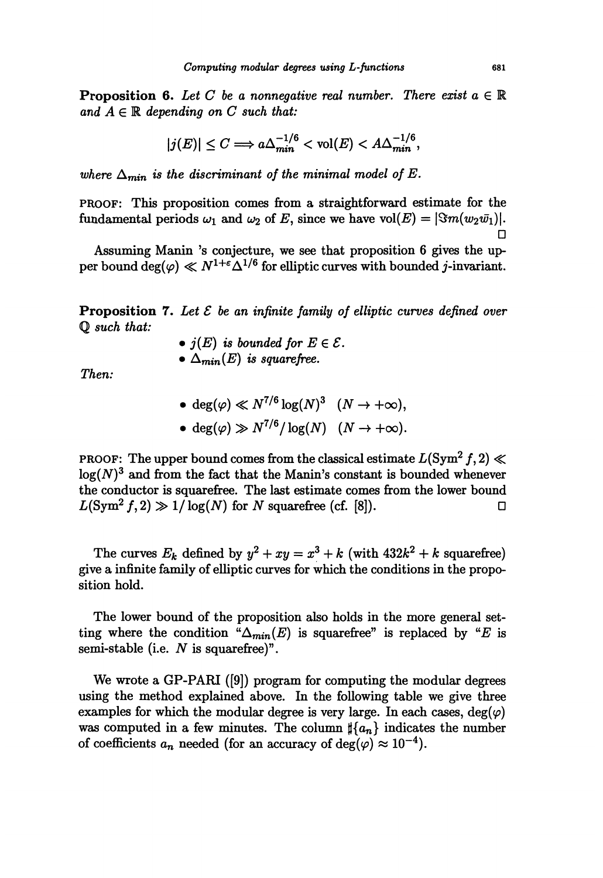**Proposition 6.** *Let $C$ be a nonnegative real number. There exist $a \in \mathbb{R}$ and $A \in \mathbb{R}$ depending on $C$ such that:*

$$|j(E)| \leq C \Longrightarrow a\Delta_{min}^{-1/6} < \mathrm{vol}(E) < A\Delta_{min}^{-1/6},$$

*where $\Delta_{min}$ is the discriminant of the minimal model of $E$.*

PROOF: This proposition comes from a straightforward estimate for the fundamental periods $\omega_1$ and $\omega_2$ of $E$, since we have $\mathrm{vol}(E) = |\Im m(w_2\bar{w}_1)|$. □

Assuming Manin 's conjecture, we see that proposition 6 gives the upper bound $\deg(\varphi) \ll N^{1+\varepsilon}\Delta^{1/6}$ for elliptic curves with bounded $j$-invariant.

**Proposition 7.** *Let $\mathcal{E}$ be an infinite family of elliptic curves defined over $\mathbb{Q}$ such that:*

- *$j(E)$ is bounded for $E \in \mathcal{E}$.*
- *$\Delta_{min}(E)$ is squarefree.*

*Then:*

- $\deg(\varphi) \ll N^{7/6}\log(N)^3 \quad (N \to +\infty)$,
- $\deg(\varphi) \gg N^{7/6}/\log(N) \quad (N \to +\infty)$.

PROOF: The upper bound comes from the classical estimate $L(\mathrm{Sym}^2 f, 2) \ll \log(N)^3$ and from the fact that the Manin's constant is bounded whenever the conductor is squarefree. The last estimate comes from the lower bound $L(\mathrm{Sym}^2 f, 2) \gg 1/\log(N)$ for $N$ squarefree (cf. [8]). □

The curves $E_k$ defined by $y^2 + xy = x^3 + k$ (with $432k^2 + k$ squarefree) give a infinite family of elliptic curves for which the conditions in the proposition hold.

The lower bound of the proposition also holds in the more general setting where the condition "$\Delta_{min}(E)$ is squarefree" is replaced by "$E$ is semi-stable (i.e. $N$ is squarefree)".

We wrote a GP-PARI ([9]) program for computing the modular degrees using the method explained above. In the following table we give three examples for which the modular degree is very large. In each cases, $\deg(\varphi)$ was computed in a few minutes. The column $\sharp\{a_n\}$ indicates the number of coefficients $a_n$ needed (for an accuracy of $\deg(\varphi) \approx 10^{-4}$).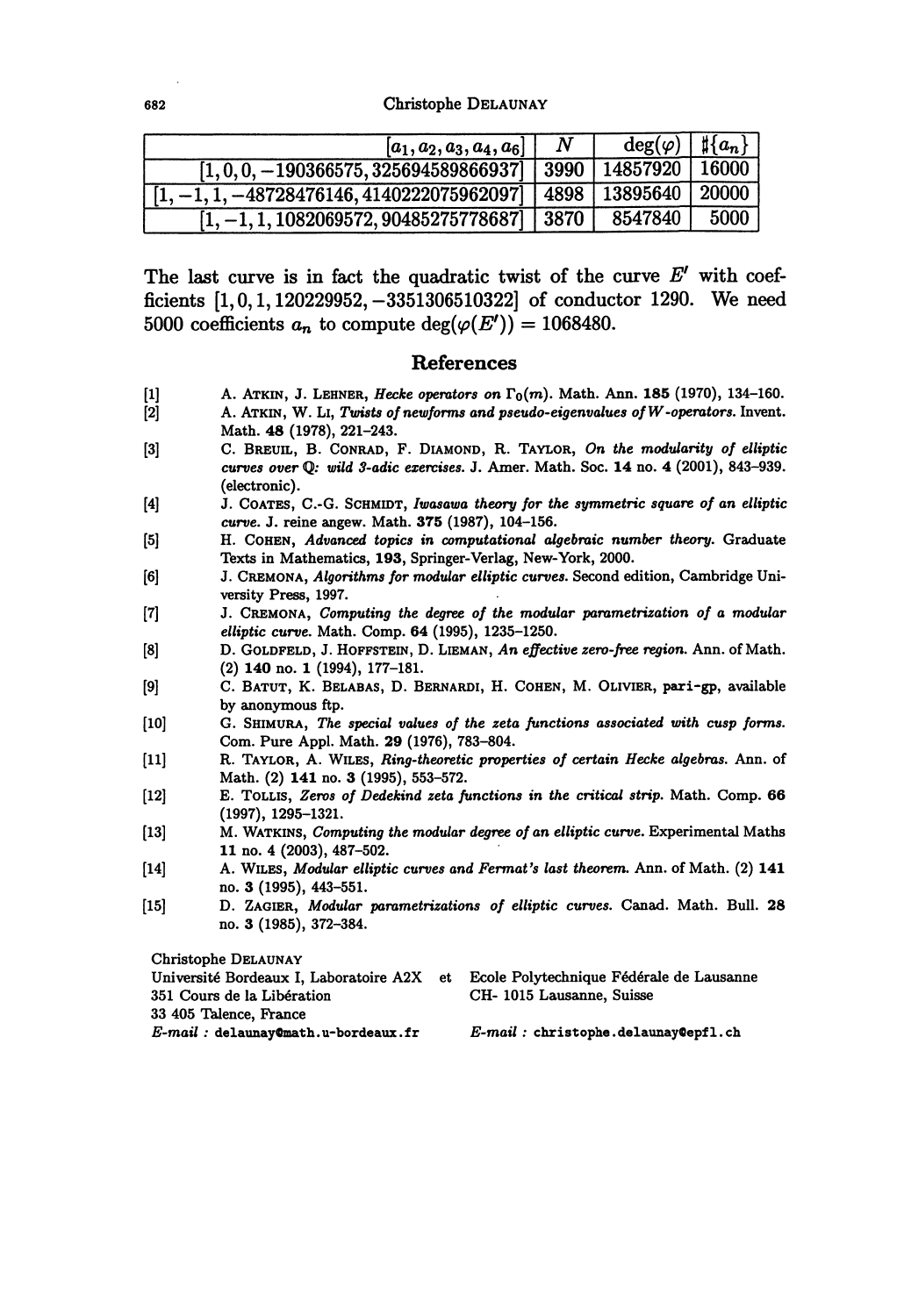| $[a_1, a_2, a_3, a_4, a_6]$ | $N$ | $\deg(\varphi)$ | $\sharp\{a_n\}$ |
|---|---|---|---|
| $[1, 0, 0, -190366575, 325694589866937]$ | 3990 | 14857920 | 16000 |
| $[1, -1, 1, -48728476146, 4140222075962097]$ | 4898 | 13895640 | 20000 |
| $[1, -1, 1, 1082069572, 90485275778687]$ | 3870 | 8547840 | 5000 |

The last curve is in fact the quadratic twist of the curve $E'$ with coefficients $[1, 0, 1, 120229952, -3351306510322]$ of conductor 1290. We need 5000 coefficients $a_n$ to compute $\deg(\varphi(E')) = 1068480$.

## References

[1] A. Atkin, J. Lehner, *Hecke operators on* $\Gamma_0(m)$. Math. Ann. **185** (1970), 134–160.

[2] A. Atkin, W. Li, *Twists of newforms and pseudo-eigenvalues of W-operators*. Invent. Math. **48** (1978), 221–243.

[3] C. Breuil, B. Conrad, F. Diamond, R. Taylor, *On the modularity of elliptic curves over* $\mathbb{Q}$*: wild 3-adic exercises*. J. Amer. Math. Soc. **14** no. 4 (2001), 843–939. (electronic).

[4] J. Coates, C.-G. Schmidt, *Iwasawa theory for the symmetric square of an elliptic curve*. J. reine angew. Math. **375** (1987), 104–156.

[5] H. Cohen, *Advanced topics in computational algebraic number theory*. Graduate Texts in Mathematics, **193**, Springer-Verlag, New-York, 2000.

[6] J. Cremona, *Algorithms for modular elliptic curves*. Second edition, Cambridge University Press, 1997.

[7] J. Cremona, *Computing the degree of the modular parametrization of a modular elliptic curve*. Math. Comp. **64** (1995), 1235–1250.

[8] D. Goldfeld, J. Hoffstein, D. Lieman, *An effective zero-free region*. Ann. of Math. (2) **140** no. 1 (1994), 177–181.

[9] C. Batut, K. Belabas, D. Bernardi, H. Cohen, M. Olivier, **pari-gp**, available by anonymous ftp.

[10] G. Shimura, *The special values of the zeta functions associated with cusp forms*. Com. Pure Appl. Math. **29** (1976), 783–804.

[11] R. Taylor, A. Wiles, *Ring-theoretic properties of certain Hecke algebras*. Ann. of Math. (2) **141** no. 3 (1995), 553–572.

[12] E. Tollis, *Zeros of Dedekind zeta functions in the critical strip*. Math. Comp. **66** (1997), 1295–1321.

[13] M. Watkins, *Computing the modular degree of an elliptic curve*. Experimental Maths **11** no. 4 (2003), 487–502.

[14] A. Wiles, *Modular elliptic curves and Fermat's last theorem*. Ann. of Math. (2) **141** no. 3 (1995), 443–551.

[15] D. Zagier, *Modular parametrizations of elliptic curves*. Canad. Math. Bull. **28** no. 3 (1985), 372–384.

Christophe Delaunay
Université Bordeaux I, Laboratoire A2X
351 Cours de la Libération
33 405 Talence, France
*E-mail* : `delaunay@math.u-bordeaux.fr`

et

Ecole Polytechnique Fédérale de Lausanne
CH- 1015 Lausanne, Suisse
*E-mail* : `christophe.delaunay@epfl.ch`